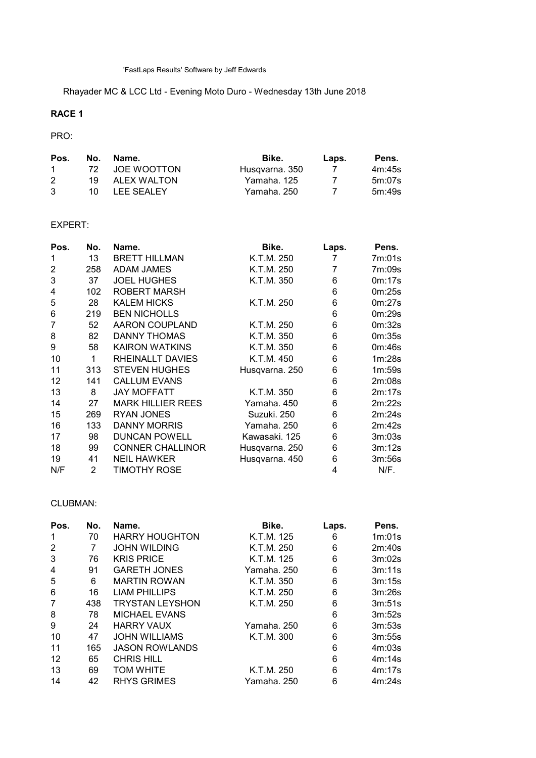'FastLaps Results' Software by Jeff Edwards

Rhayader MC & LCC Ltd - Evening Moto Duro - Wednesday 13th June 2018

**RACE 1**

PRO:

| Pos. | No. | Name. | Bike. | Laps. | Pens. |
|---|---|---|---|---|---|
| 1 | 72 | JOE WOOTTON | Husqvarna. 350 | 7 | 4m:45s |
| 2 | 19 | ALEX WALTON | Yamaha. 125 | 7 | 5m:07s |
| 3 | 10 | LEE SEALEY | Yamaha. 250 | 7 | 5m:49s |

EXPERT:

| Pos. | No. | Name. | Bike. | Laps. | Pens. |
|---|---|---|---|---|---|
| 1 | 13 | BRETT HILLMAN | K.T.M. 250 | 7 | 7m:01s |
| 2 | 258 | ADAM JAMES | K.T.M. 250 | 7 | 7m:09s |
| 3 | 37 | JOEL HUGHES | K.T.M. 350 | 6 | 0m:17s |
| 4 | 102 | ROBERT MARSH | | 6 | 0m:25s |
| 5 | 28 | KALEM HICKS | K.T.M. 250 | 6 | 0m:27s |
| 6 | 219 | BEN NICHOLLS | | 6 | 0m:29s |
| 7 | 52 | AARON COUPLAND | K.T.M. 250 | 6 | 0m:32s |
| 8 | 82 | DANNY THOMAS | K.T.M. 350 | 6 | 0m:35s |
| 9 | 58 | KAIRON WATKINS | K.T.M. 350 | 6 | 0m:46s |
| 10 | 1 | RHEINALLT DAVIES | K.T.M. 450 | 6 | 1m:28s |
| 11 | 313 | STEVEN HUGHES | Husqvarna. 250 | 6 | 1m:59s |
| 12 | 141 | CALLUM EVANS | | 6 | 2m:08s |
| 13 | 8 | JAY MOFFATT | K.T.M. 350 | 6 | 2m:17s |
| 14 | 27 | MARK HILLIER REES | Yamaha. 450 | 6 | 2m:22s |
| 15 | 269 | RYAN JONES | Suzuki. 250 | 6 | 2m:24s |
| 16 | 133 | DANNY MORRIS | Yamaha. 250 | 6 | 2m:42s |
| 17 | 98 | DUNCAN POWELL | Kawasaki. 125 | 6 | 3m:03s |
| 18 | 99 | CONNER CHALLINOR | Husqvarna. 250 | 6 | 3m:12s |
| 19 | 41 | NEIL HAWKER | Husqvarna. 450 | 6 | 3m:56s |
| N/F | 2 | TIMOTHY ROSE | | 4 | N/F. |

CLUBMAN:

| Pos. | No. | Name. | Bike. | Laps. | Pens. |
|---|---|---|---|---|---|
| 1 | 70 | HARRY HOUGHTON | K.T.M. 125 | 6 | 1m:01s |
| 2 | 7 | JOHN WILDING | K.T.M. 250 | 6 | 2m:40s |
| 3 | 76 | KRIS PRICE | K.T.M. 125 | 6 | 3m:02s |
| 4 | 91 | GARETH JONES | Yamaha. 250 | 6 | 3m:11s |
| 5 | 6 | MARTIN ROWAN | K.T.M. 350 | 6 | 3m:15s |
| 6 | 16 | LIAM PHILLIPS | K.T.M. 250 | 6 | 3m:26s |
| 7 | 438 | TRYSTAN LEYSHON | K.T.M. 250 | 6 | 3m:51s |
| 8 | 78 | MICHAEL EVANS | | 6 | 3m:52s |
| 9 | 24 | HARRY VAUX | Yamaha. 250 | 6 | 3m:53s |
| 10 | 47 | JOHN WILLIAMS | K.T.M. 300 | 6 | 3m:55s |
| 11 | 165 | JASON ROWLANDS | | 6 | 4m:03s |
| 12 | 65 | CHRIS HILL | | 6 | 4m:14s |
| 13 | 69 | TOM WHITE | K.T.M. 250 | 6 | 4m:17s |
| 14 | 42 | RHYS GRIMES | Yamaha. 250 | 6 | 4m:24s |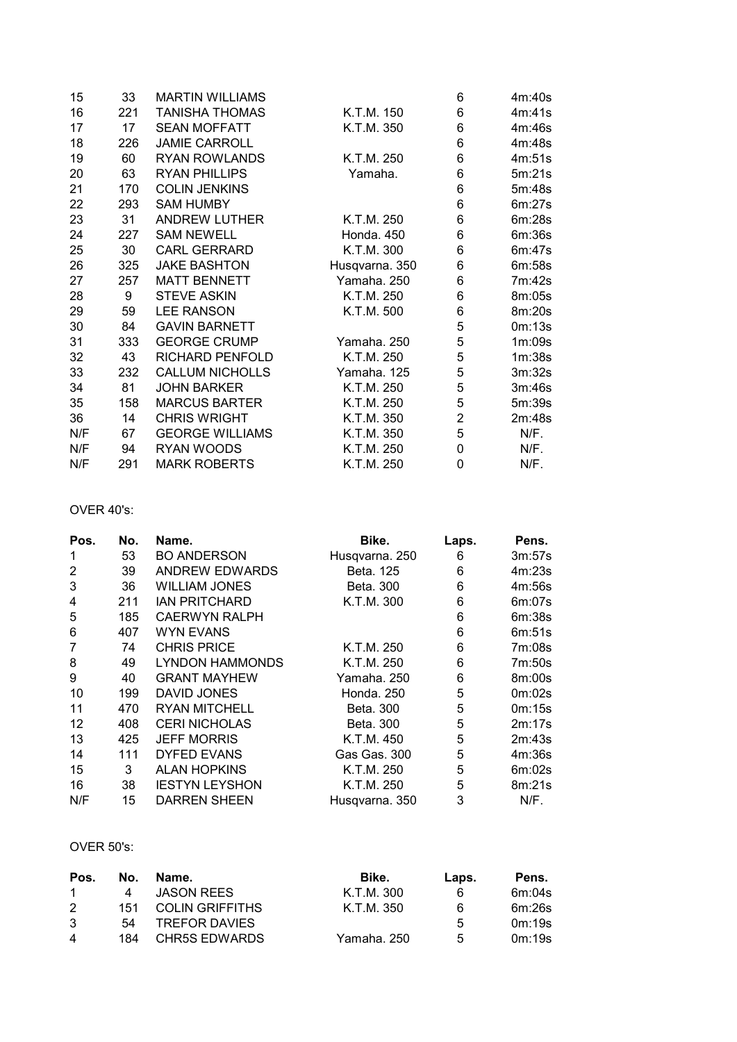| Pos. | No. | Name. | Bike. | Laps. | Pens. |
|---|---|---|---|---|---|
| 15 | 33 | MARTIN WILLIAMS | | 6 | 4m:40s |
| 16 | 221 | TANISHA THOMAS | K.T.M. 150 | 6 | 4m:41s |
| 17 | 17 | SEAN MOFFATT | K.T.M. 350 | 6 | 4m:46s |
| 18 | 226 | JAMIE CARROLL | | 6 | 4m:48s |
| 19 | 60 | RYAN ROWLANDS | K.T.M. 250 | 6 | 4m:51s |
| 20 | 63 | RYAN PHILLIPS | Yamaha. | 6 | 5m:21s |
| 21 | 170 | COLIN JENKINS | | 6 | 5m:48s |
| 22 | 293 | SAM HUMBY | | 6 | 6m:27s |
| 23 | 31 | ANDREW LUTHER | K.T.M. 250 | 6 | 6m:28s |
| 24 | 227 | SAM NEWELL | Honda. 450 | 6 | 6m:36s |
| 25 | 30 | CARL GERRARD | K.T.M. 300 | 6 | 6m:47s |
| 26 | 325 | JAKE BASHTON | Husqvarna. 350 | 6 | 6m:58s |
| 27 | 257 | MATT BENNETT | Yamaha. 250 | 6 | 7m:42s |
| 28 | 9 | STEVE ASKIN | K.T.M. 250 | 6 | 8m:05s |
| 29 | 59 | LEE RANSON | K.T.M. 500 | 6 | 8m:20s |
| 30 | 84 | GAVIN BARNETT | | 5 | 0m:13s |
| 31 | 333 | GEORGE CRUMP | Yamaha. 250 | 5 | 1m:09s |
| 32 | 43 | RICHARD PENFOLD | K.T.M. 250 | 5 | 1m:38s |
| 33 | 232 | CALLUM NICHOLLS | Yamaha. 125 | 5 | 3m:32s |
| 34 | 81 | JOHN BARKER | K.T.M. 250 | 5 | 3m:46s |
| 35 | 158 | MARCUS BARTER | K.T.M. 250 | 5 | 5m:39s |
| 36 | 14 | CHRIS WRIGHT | K.T.M. 350 | 2 | 2m:48s |
| N/F | 67 | GEORGE WILLIAMS | K.T.M. 350 | 5 | N/F. |
| N/F | 94 | RYAN WOODS | K.T.M. 250 | 0 | N/F. |
| N/F | 291 | MARK ROBERTS | K.T.M. 250 | 0 | N/F. |

OVER 40's:

| Pos. | No. | Name. | Bike. | Laps. | Pens. |
|---|---|---|---|---|---|
| 1 | 53 | BO ANDERSON | Husqvarna. 250 | 6 | 3m:57s |
| 2 | 39 | ANDREW EDWARDS | Beta. 125 | 6 | 4m:23s |
| 3 | 36 | WILLIAM JONES | Beta. 300 | 6 | 4m:56s |
| 4 | 211 | IAN PRITCHARD | K.T.M. 300 | 6 | 6m:07s |
| 5 | 185 | CAERWYN RALPH | | 6 | 6m:38s |
| 6 | 407 | WYN EVANS | | 6 | 6m:51s |
| 7 | 74 | CHRIS PRICE | K.T.M. 250 | 6 | 7m:08s |
| 8 | 49 | LYNDON HAMMONDS | K.T.M. 250 | 6 | 7m:50s |
| 9 | 40 | GRANT MAYHEW | Yamaha. 250 | 6 | 8m:00s |
| 10 | 199 | DAVID JONES | Honda. 250 | 5 | 0m:02s |
| 11 | 470 | RYAN MITCHELL | Beta. 300 | 5 | 0m:15s |
| 12 | 408 | CERI NICHOLAS | Beta. 300 | 5 | 2m:17s |
| 13 | 425 | JEFF MORRIS | K.T.M. 450 | 5 | 2m:43s |
| 14 | 111 | DYFED EVANS | Gas Gas. 300 | 5 | 4m:36s |
| 15 | 3 | ALAN HOPKINS | K.T.M. 250 | 5 | 6m:02s |
| 16 | 38 | IESTYN LEYSHON | K.T.M. 250 | 5 | 8m:21s |
| N/F | 15 | DARREN SHEEN | Husqvarna. 350 | 3 | N/F. |

OVER 50's:

| Pos. | No. | Name. | Bike. | Laps. | Pens. |
|---|---|---|---|---|---|
| 1 | 4 | JASON REES | K.T.M. 300 | 6 | 6m:04s |
| 2 | 151 | COLIN GRIFFITHS | K.T.M. 350 | 6 | 6m:26s |
| 3 | 54 | TREFOR DAVIES | | 5 | 0m:19s |
| 4 | 184 | CHR5S EDWARDS | Yamaha. 250 | 5 | 0m:19s |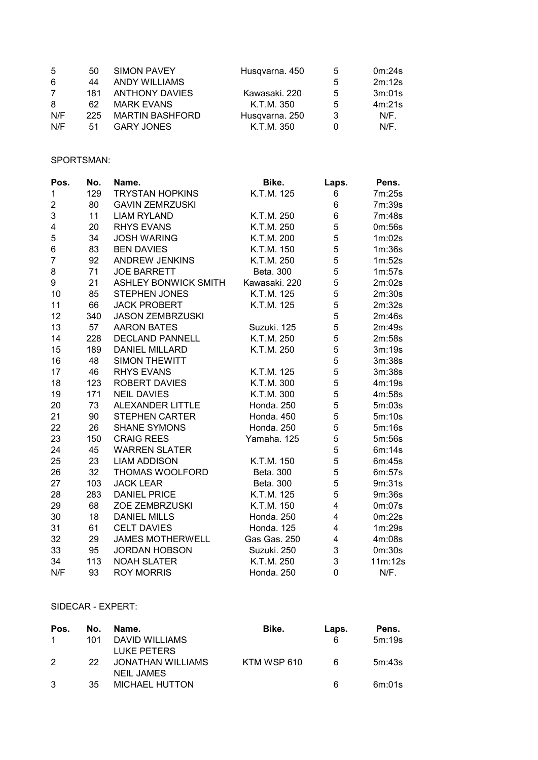| | | | | | |
|---|---|---|---|---|---|
| 5 | 50 | SIMON PAVEY | Husqvarna. 450 | 5 | 0m:24s |
| 6 | 44 | ANDY WILLIAMS | | 5 | 2m:12s |
| 7 | 181 | ANTHONY DAVIES | Kawasaki. 220 | 5 | 3m:01s |
| 8 | 62 | MARK EVANS | K.T.M. 350 | 5 | 4m:21s |
| N/F | 225 | MARTIN BASHFORD | Husqvarna. 250 | 3 | N/F. |
| N/F | 51 | GARY JONES | K.T.M. 350 | 0 | N/F. |

SPORTSMAN:

| Pos. | No. | Name. | Bike. | Laps. | Pens. |
|---|---|---|---|---|---|
| 1 | 129 | TRYSTAN HOPKINS | K.T.M. 125 | 6 | 7m:25s |
| 2 | 80 | GAVIN ZEMRZUSKI | | 6 | 7m:39s |
| 3 | 11 | LIAM RYLAND | K.T.M. 250 | 6 | 7m:48s |
| 4 | 20 | RHYS EVANS | K.T.M. 250 | 5 | 0m:56s |
| 5 | 34 | JOSH WARING | K.T.M. 200 | 5 | 1m:02s |
| 6 | 83 | BEN DAVIES | K.T.M. 150 | 5 | 1m:36s |
| 7 | 92 | ANDREW JENKINS | K.T.M. 250 | 5 | 1m:52s |
| 8 | 71 | JOE BARRETT | Beta. 300 | 5 | 1m:57s |
| 9 | 21 | ASHLEY BONWICK SMITH | Kawasaki. 220 | 5 | 2m:02s |
| 10 | 85 | STEPHEN JONES | K.T.M. 125 | 5 | 2m:30s |
| 11 | 66 | JACK PROBERT | K.T.M. 125 | 5 | 2m:32s |
| 12 | 340 | JASON ZEMBRZUSKI | | 5 | 2m:46s |
| 13 | 57 | AARON BATES | Suzuki. 125 | 5 | 2m:49s |
| 14 | 228 | DECLAND PANNELL | K.T.M. 250 | 5 | 2m:58s |
| 15 | 189 | DANIEL MILLARD | K.T.M. 250 | 5 | 3m:19s |
| 16 | 48 | SIMON THEWITT | | 5 | 3m:38s |
| 17 | 46 | RHYS EVANS | K.T.M. 125 | 5 | 3m:38s |
| 18 | 123 | ROBERT DAVIES | K.T.M. 300 | 5 | 4m:19s |
| 19 | 171 | NEIL DAVIES | K.T.M. 300 | 5 | 4m:58s |
| 20 | 73 | ALEXANDER LITTLE | Honda. 250 | 5 | 5m:03s |
| 21 | 90 | STEPHEN CARTER | Honda. 450 | 5 | 5m:10s |
| 22 | 26 | SHANE SYMONS | Honda. 250 | 5 | 5m:16s |
| 23 | 150 | CRAIG REES | Yamaha. 125 | 5 | 5m:56s |
| 24 | 45 | WARREN SLATER | | 5 | 6m:14s |
| 25 | 23 | LIAM ADDISON | K.T.M. 150 | 5 | 6m:45s |
| 26 | 32 | THOMAS WOOLFORD | Beta. 300 | 5 | 6m:57s |
| 27 | 103 | JACK LEAR | Beta. 300 | 5 | 9m:31s |
| 28 | 283 | DANIEL PRICE | K.T.M. 125 | 5 | 9m:36s |
| 29 | 68 | ZOE ZEMBRZUSKI | K.T.M. 150 | 4 | 0m:07s |
| 30 | 18 | DANIEL MILLS | Honda. 250 | 4 | 0m:22s |
| 31 | 61 | CELT DAVIES | Honda. 125 | 4 | 1m:29s |
| 32 | 29 | JAMES MOTHERWELL | Gas Gas. 250 | 4 | 4m:08s |
| 33 | 95 | JORDAN HOBSON | Suzuki. 250 | 3 | 0m:30s |
| 34 | 113 | NOAH SLATER | K.T.M. 250 | 3 | 11m:12s |
| N/F | 93 | ROY MORRIS | Honda. 250 | 0 | N/F. |

SIDECAR - EXPERT:

| Pos. | No. | Name. | Bike. | Laps. | Pens. |
|---|---|---|---|---|---|
| 1 | 101 | DAVID WILLIAMS<br>LUKE PETERS | | 6 | 5m:19s |
| 2 | 22 | JONATHAN WILLIAMS<br>NEIL JAMES | KTM WSP 610 | 6 | 5m:43s |
| 3 | 35 | MICHAEL HUTTON | | 6 | 6m:01s |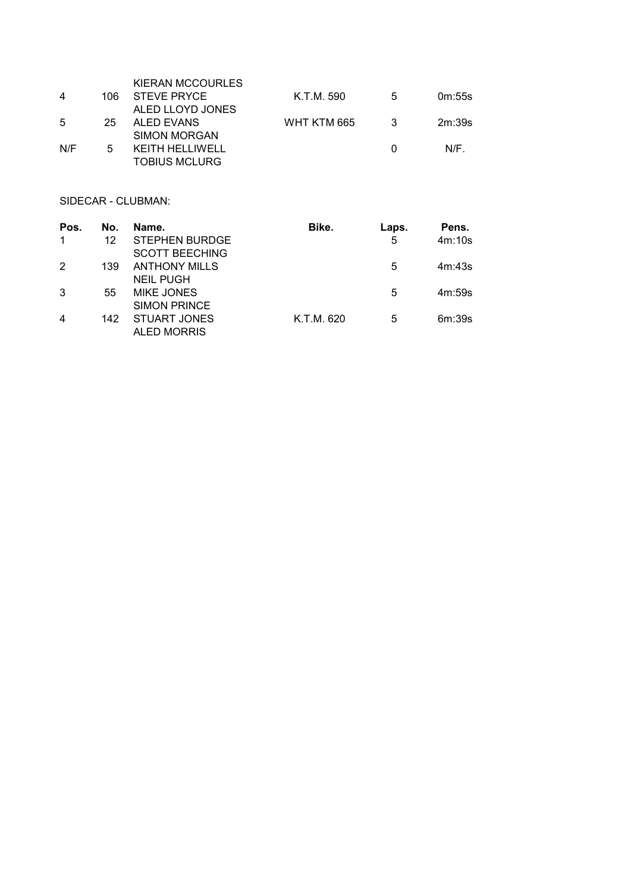| | | | | | |
|---|---|---|---|---|---|
| | | KIERAN MCCOURLES | | | |
| 4 | 106 | STEVE PRYCE | K.T.M. 590 | 5 | 0m:55s |
| | | ALED LLOYD JONES | | | |
| 5 | 25 | ALED EVANS | WHT KTM 665 | 3 | 2m:39s |
| | | SIMON MORGAN | | | |
| N/F | 5 | KEITH HELLIWELL | | 0 | N/F. |
| | | TOBIUS MCLURG | | | |

SIDECAR - CLUBMAN:

| Pos. | No. | Name. | Bike. | Laps. | Pens. |
|---|---|---|---|---|---|
| 1 | 12 | STEPHEN BURDGE | | 5 | 4m:10s |
| | | SCOTT BEECHING | | | |
| 2 | 139 | ANTHONY MILLS | | 5 | 4m:43s |
| | | NEIL PUGH | | | |
| 3 | 55 | MIKE JONES | | 5 | 4m:59s |
| | | SIMON PRINCE | | | |
| 4 | 142 | STUART JONES | K.T.M. 620 | 5 | 6m:39s |
| | | ALED MORRIS | | | |